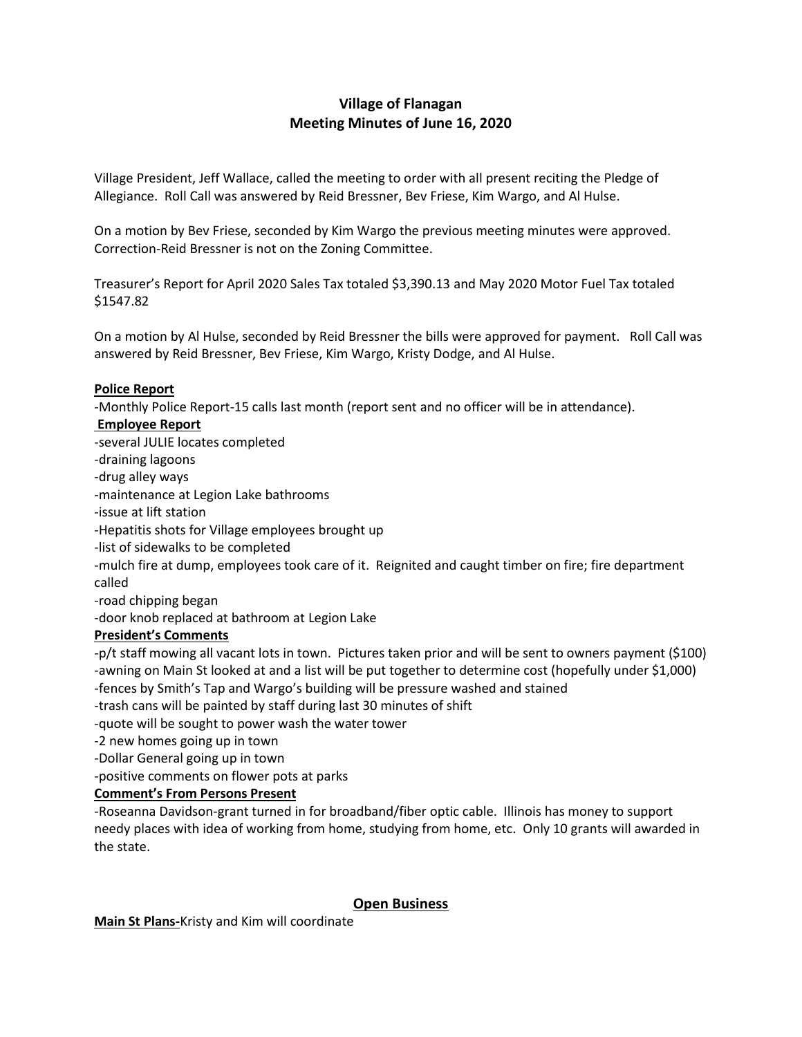# Village of Flanagan
## Meeting Minutes of June 16, 2020

Village President, Jeff Wallace, called the meeting to order with all present reciting the Pledge of Allegiance. Roll Call was answered by Reid Bressner, Bev Friese, Kim Wargo, and Al Hulse.

On a motion by Bev Friese, seconded by Kim Wargo the previous meeting minutes were approved. Correction-Reid Bressner is not on the Zoning Committee.

Treasurer's Report for April 2020 Sales Tax totaled $3,390.13 and May 2020 Motor Fuel Tax totaled $1547.82

On a motion by Al Hulse, seconded by Reid Bressner the bills were approved for payment. Roll Call was answered by Reid Bressner, Bev Friese, Kim Wargo, Kristy Dodge, and Al Hulse.

**Police Report**

-Monthly Police Report-15 calls last month (report sent and no officer will be in attendance).

**Employee Report**

-several JULIE locates completed
-draining lagoons
-drug alley ways
-maintenance at Legion Lake bathrooms
-issue at lift station
-Hepatitis shots for Village employees brought up
-list of sidewalks to be completed
-mulch fire at dump, employees took care of it. Reignited and caught timber on fire; fire department called
-road chipping began
-door knob replaced at bathroom at Legion Lake

**President's Comments**

-p/t staff mowing all vacant lots in town. Pictures taken prior and will be sent to owners payment ($100)
-awning on Main St looked at and a list will be put together to determine cost (hopefully under $1,000)
-fences by Smith's Tap and Wargo's building will be pressure washed and stained
-trash cans will be painted by staff during last 30 minutes of shift
-quote will be sought to power wash the water tower
-2 new homes going up in town
-Dollar General going up in town
-positive comments on flower pots at parks

**Comment's From Persons Present**

-Roseanna Davidson-grant turned in for broadband/fiber optic cable. Illinois has money to support needy places with idea of working from home, studying from home, etc. Only 10 grants will awarded in the state.

## Open Business

**Main St Plans-**Kristy and Kim will coordinate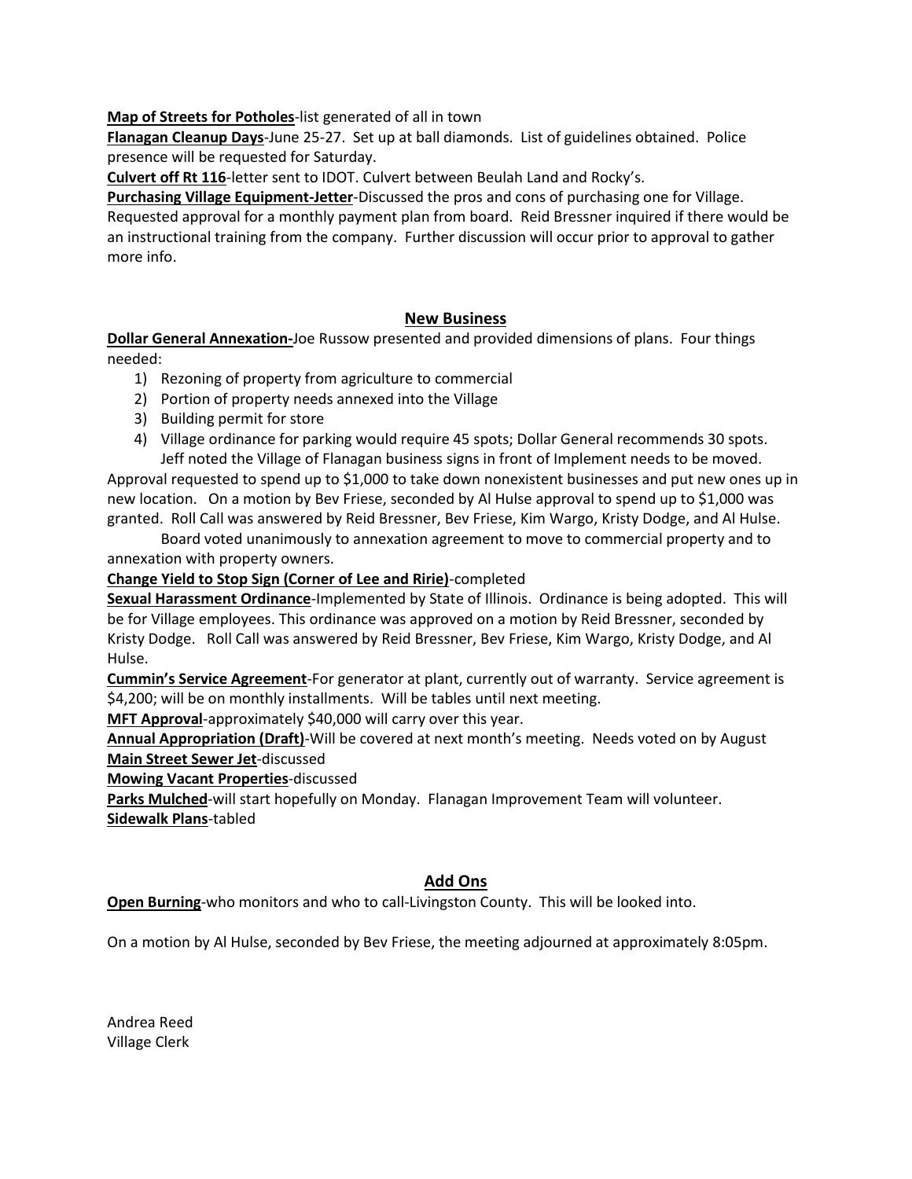**Map of Streets for Potholes**-list generated of all in town

**Flanagan Cleanup Days**-June 25-27. Set up at ball diamonds. List of guidelines obtained. Police presence will be requested for Saturday.

**Culvert off Rt 116**-letter sent to IDOT. Culvert between Beulah Land and Rocky's.

**Purchasing Village Equipment-Jetter**-Discussed the pros and cons of purchasing one for Village. Requested approval for a monthly payment plan from board. Reid Bressner inquired if there would be an instructional training from the company. Further discussion will occur prior to approval to gather more info.

## New Business

**Dollar General Annexation-**Joe Russow presented and provided dimensions of plans. Four things needed:

1) Rezoning of property from agriculture to commercial
2) Portion of property needs annexed into the Village
3) Building permit for store
4) Village ordinance for parking would require 45 spots; Dollar General recommends 30 spots.

Jeff noted the Village of Flanagan business signs in front of Implement needs to be moved. Approval requested to spend up to $1,000 to take down nonexistent businesses and put new ones up in new location. On a motion by Bev Friese, seconded by Al Hulse approval to spend up to $1,000 was granted. Roll Call was answered by Reid Bressner, Bev Friese, Kim Wargo, Kristy Dodge, and Al Hulse.

Board voted unanimously to annexation agreement to move to commercial property and to annexation with property owners.

**Change Yield to Stop Sign (Corner of Lee and Ririe)**-completed

**Sexual Harassment Ordinance**-Implemented by State of Illinois. Ordinance is being adopted. This will be for Village employees. This ordinance was approved on a motion by Reid Bressner, seconded by Kristy Dodge. Roll Call was answered by Reid Bressner, Bev Friese, Kim Wargo, Kristy Dodge, and Al Hulse.

**Cummin's Service Agreement**-For generator at plant, currently out of warranty. Service agreement is $4,200; will be on monthly installments. Will be tables until next meeting.

**MFT Approval**-approximately $40,000 will carry over this year.

**Annual Appropriation (Draft)**-Will be covered at next month's meeting. Needs voted on by August

**Main Street Sewer Jet**-discussed

**Mowing Vacant Properties**-discussed

**Parks Mulched**-will start hopefully on Monday. Flanagan Improvement Team will volunteer.

**Sidewalk Plans**-tabled

## Add Ons

**Open Burning**-who monitors and who to call-Livingston County. This will be looked into.

On a motion by Al Hulse, seconded by Bev Friese, the meeting adjourned at approximately 8:05pm.

Andrea Reed
Village Clerk